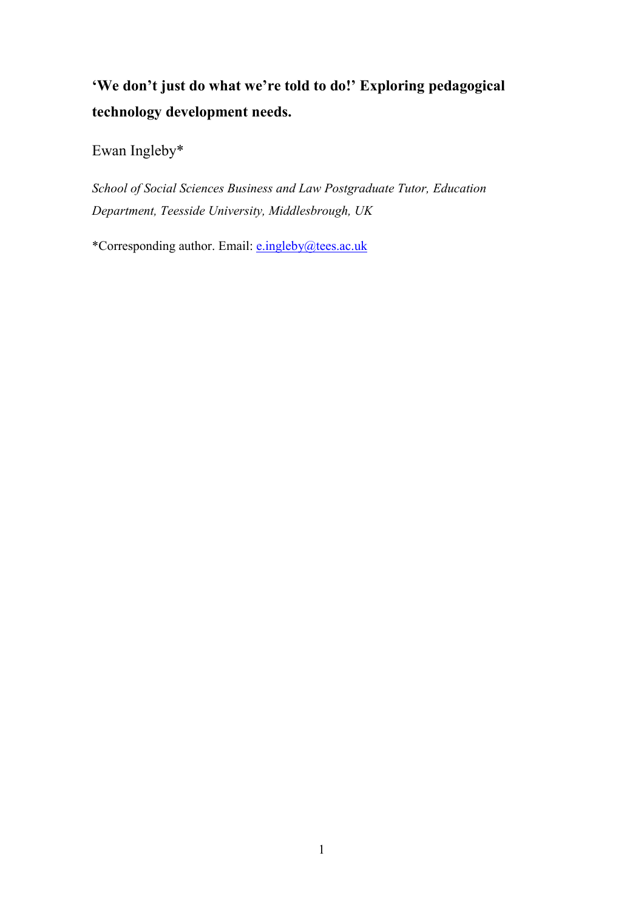# 'We don't just do what we're told to do!' Exploring pedagogical technology development needs.

Ewan Ingleby*

*School of Social Sciences Business and Law Postgraduate Tutor, Education Department, Teesside University, Middlesbrough, UK*

*Corresponding author. Email: e.ingleby@tees.ac.uk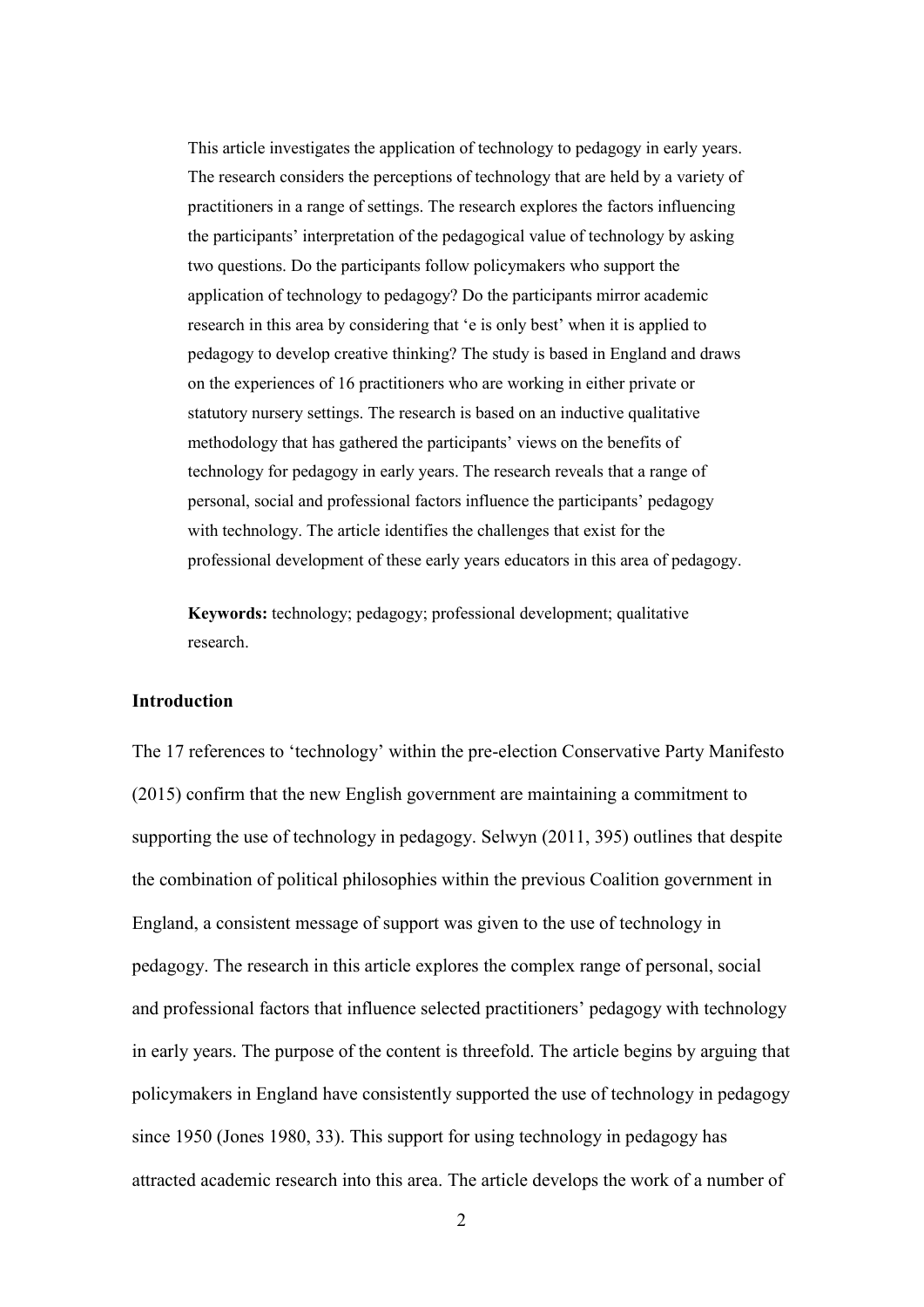This article investigates the application of technology to pedagogy in early years. The research considers the perceptions of technology that are held by a variety of practitioners in a range of settings. The research explores the factors influencing the participants' interpretation of the pedagogical value of technology by asking two questions. Do the participants follow policymakers who support the application of technology to pedagogy? Do the participants mirror academic research in this area by considering that 'e is only best' when it is applied to pedagogy to develop creative thinking? The study is based in England and draws on the experiences of 16 practitioners who are working in either private or statutory nursery settings. The research is based on an inductive qualitative methodology that has gathered the participants' views on the benefits of technology for pedagogy in early years. The research reveals that a range of personal, social and professional factors influence the participants' pedagogy with technology. The article identifies the challenges that exist for the professional development of these early years educators in this area of pedagogy.

**Keywords:** technology; pedagogy; professional development; qualitative research.

## Introduction

The 17 references to 'technology' within the pre-election Conservative Party Manifesto (2015) confirm that the new English government are maintaining a commitment to supporting the use of technology in pedagogy. Selwyn (2011, 395) outlines that despite the combination of political philosophies within the previous Coalition government in England, a consistent message of support was given to the use of technology in pedagogy. The research in this article explores the complex range of personal, social and professional factors that influence selected practitioners' pedagogy with technology in early years. The purpose of the content is threefold. The article begins by arguing that policymakers in England have consistently supported the use of technology in pedagogy since 1950 (Jones 1980, 33). This support for using technology in pedagogy has attracted academic research into this area. The article develops the work of a number of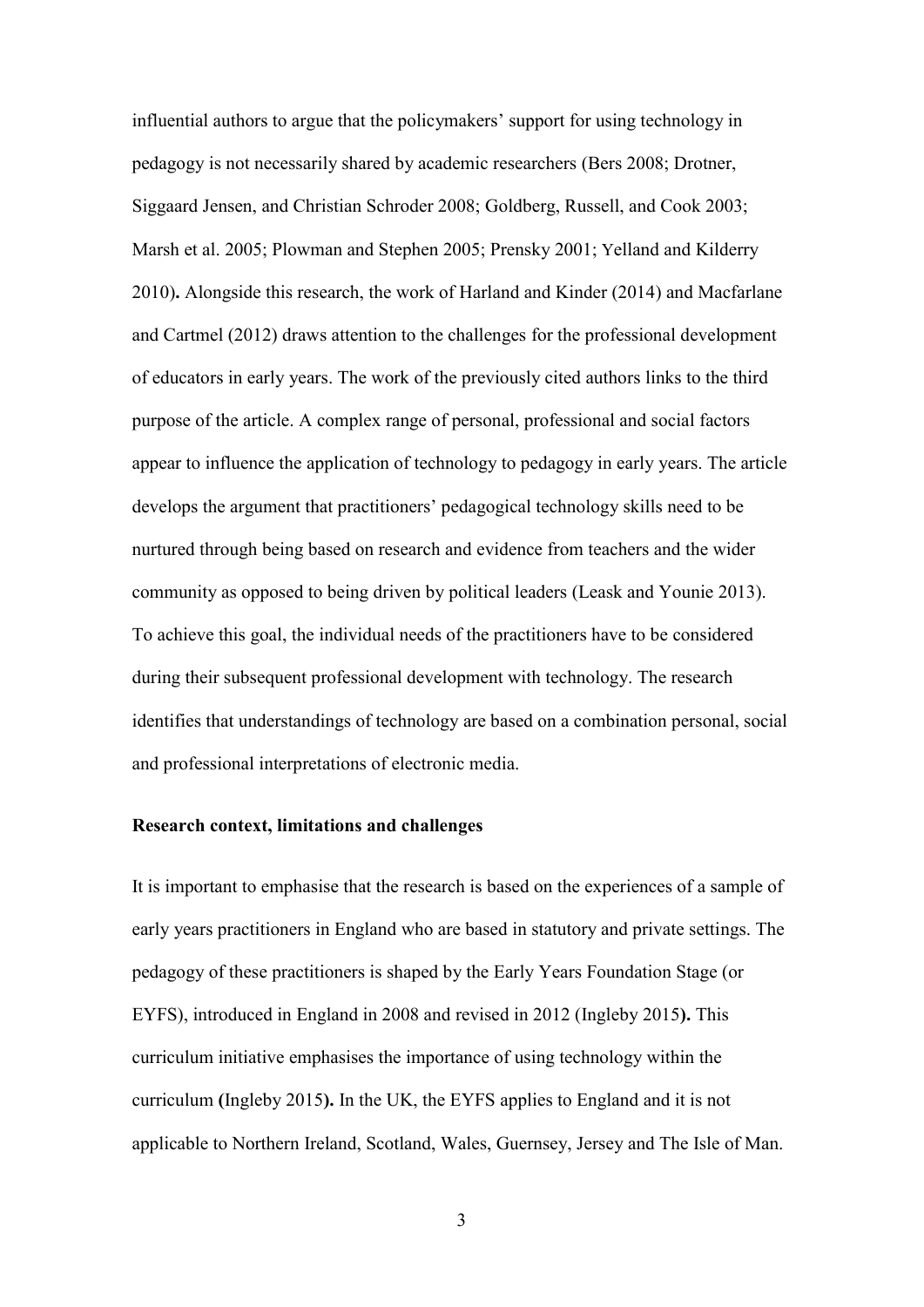influential authors to argue that the policymakers' support for using technology in pedagogy is not necessarily shared by academic researchers (Bers 2008; Drotner, Siggaard Jensen, and Christian Schroder 2008; Goldberg, Russell, and Cook 2003; Marsh et al. 2005; Plowman and Stephen 2005; Prensky 2001; Yelland and Kilderry 2010). Alongside this research, the work of Harland and Kinder (2014) and Macfarlane and Cartmel (2012) draws attention to the challenges for the professional development of educators in early years. The work of the previously cited authors links to the third purpose of the article. A complex range of personal, professional and social factors appear to influence the application of technology to pedagogy in early years. The article develops the argument that practitioners' pedagogical technology skills need to be nurtured through being based on research and evidence from teachers and the wider community as opposed to being driven by political leaders (Leask and Younie 2013). To achieve this goal, the individual needs of the practitioners have to be considered during their subsequent professional development with technology. The research identifies that understandings of technology are based on a combination personal, social and professional interpretations of electronic media.

**Research context, limitations and challenges**

It is important to emphasise that the research is based on the experiences of a sample of early years practitioners in England who are based in statutory and private settings. The pedagogy of these practitioners is shaped by the Early Years Foundation Stage (or EYFS), introduced in England in 2008 and revised in 2012 (Ingleby 2015). This curriculum initiative emphasises the importance of using technology within the curriculum (Ingleby 2015). In the UK, the EYFS applies to England and it is not applicable to Northern Ireland, Scotland, Wales, Guernsey, Jersey and The Isle of Man.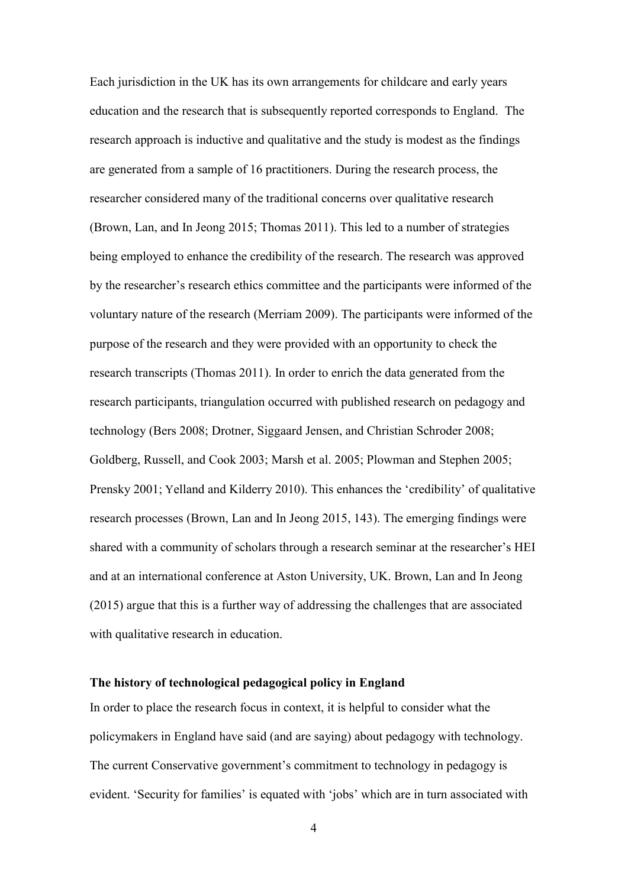Each jurisdiction in the UK has its own arrangements for childcare and early years education and the research that is subsequently reported corresponds to England. The research approach is inductive and qualitative and the study is modest as the findings are generated from a sample of 16 practitioners. During the research process, the researcher considered many of the traditional concerns over qualitative research (Brown, Lan, and In Jeong 2015; Thomas 2011). This led to a number of strategies being employed to enhance the credibility of the research. The research was approved by the researcher's research ethics committee and the participants were informed of the voluntary nature of the research (Merriam 2009). The participants were informed of the purpose of the research and they were provided with an opportunity to check the research transcripts (Thomas 2011). In order to enrich the data generated from the research participants, triangulation occurred with published research on pedagogy and technology (Bers 2008; Drotner, Siggaard Jensen, and Christian Schroder 2008; Goldberg, Russell, and Cook 2003; Marsh et al. 2005; Plowman and Stephen 2005; Prensky 2001; Yelland and Kilderry 2010). This enhances the 'credibility' of qualitative research processes (Brown, Lan and In Jeong 2015, 143). The emerging findings were shared with a community of scholars through a research seminar at the researcher's HEI and at an international conference at Aston University, UK. Brown, Lan and In Jeong (2015) argue that this is a further way of addressing the challenges that are associated with qualitative research in education.

**The history of technological pedagogical policy in England**

In order to place the research focus in context, it is helpful to consider what the policymakers in England have said (and are saying) about pedagogy with technology. The current Conservative government's commitment to technology in pedagogy is evident. 'Security for families' is equated with 'jobs' which are in turn associated with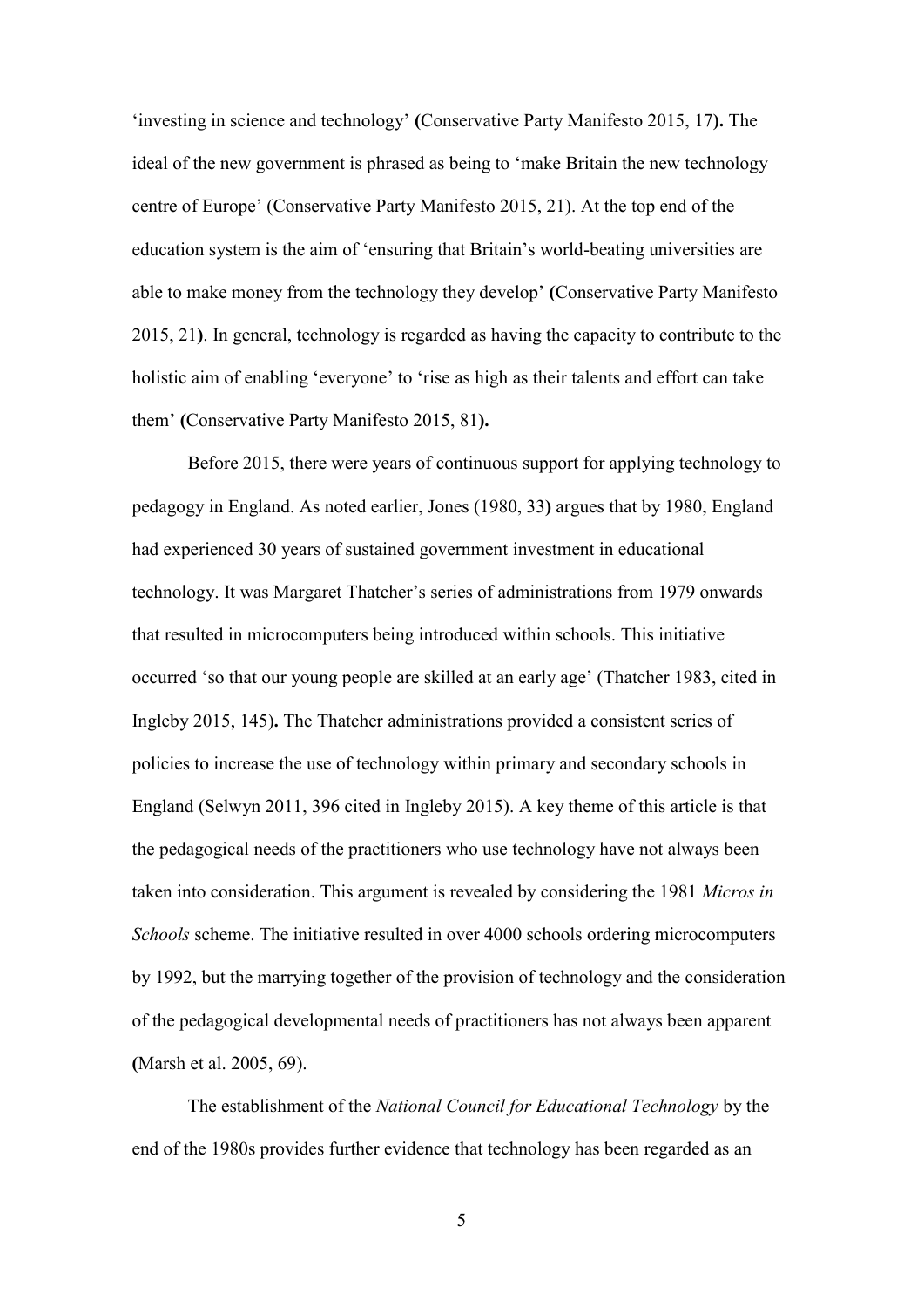'investing in science and technology' (Conservative Party Manifesto 2015, 17). The ideal of the new government is phrased as being to 'make Britain the new technology centre of Europe' (Conservative Party Manifesto 2015, 21). At the top end of the education system is the aim of 'ensuring that Britain's world-beating universities are able to make money from the technology they develop' (Conservative Party Manifesto 2015, 21). In general, technology is regarded as having the capacity to contribute to the holistic aim of enabling 'everyone' to 'rise as high as their talents and effort can take them' (Conservative Party Manifesto 2015, 81).

Before 2015, there were years of continuous support for applying technology to pedagogy in England. As noted earlier, Jones (1980, 33) argues that by 1980, England had experienced 30 years of sustained government investment in educational technology. It was Margaret Thatcher's series of administrations from 1979 onwards that resulted in microcomputers being introduced within schools. This initiative occurred 'so that our young people are skilled at an early age' (Thatcher 1983, cited in Ingleby 2015, 145). The Thatcher administrations provided a consistent series of policies to increase the use of technology within primary and secondary schools in England (Selwyn 2011, 396 cited in Ingleby 2015). A key theme of this article is that the pedagogical needs of the practitioners who use technology have not always been taken into consideration. This argument is revealed by considering the 1981 *Micros in Schools* scheme. The initiative resulted in over 4000 schools ordering microcomputers by 1992, but the marrying together of the provision of technology and the consideration of the pedagogical developmental needs of practitioners has not always been apparent (Marsh et al. 2005, 69).

The establishment of the *National Council for Educational Technology* by the end of the 1980s provides further evidence that technology has been regarded as an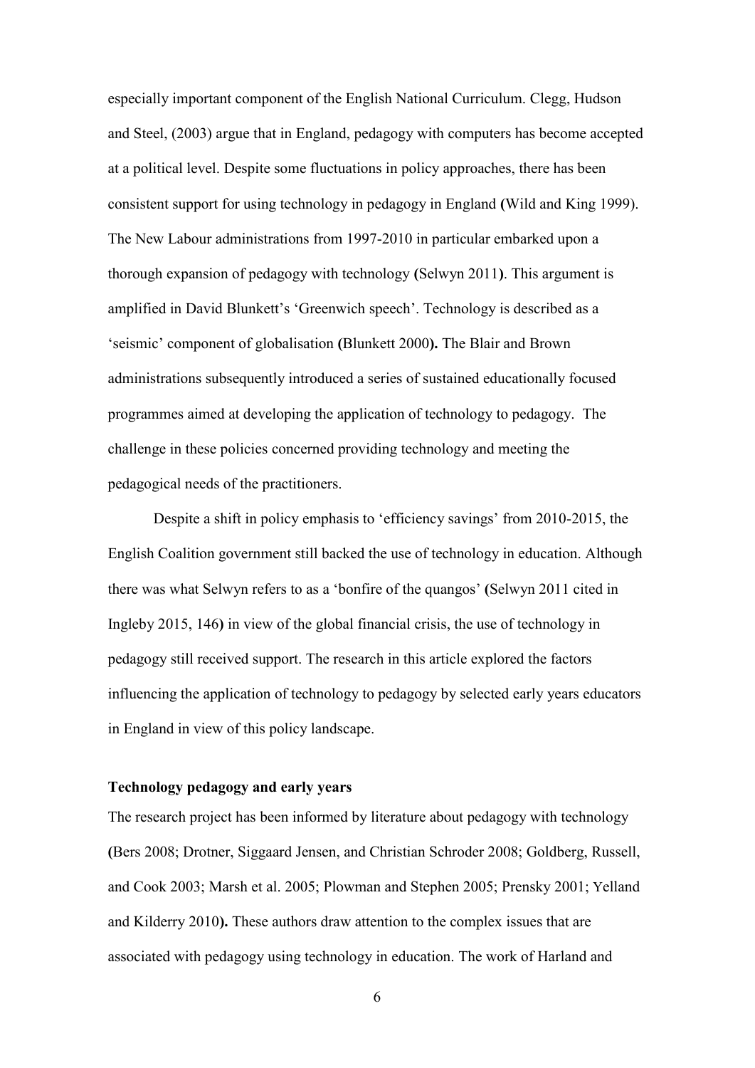especially important component of the English National Curriculum. Clegg, Hudson and Steel, (2003) argue that in England, pedagogy with computers has become accepted at a political level. Despite some fluctuations in policy approaches, there has been consistent support for using technology in pedagogy in England (Wild and King 1999). The New Labour administrations from 1997-2010 in particular embarked upon a thorough expansion of pedagogy with technology (Selwyn 2011). This argument is amplified in David Blunkett's 'Greenwich speech'. Technology is described as a 'seismic' component of globalisation (Blunkett 2000). The Blair and Brown administrations subsequently introduced a series of sustained educationally focused programmes aimed at developing the application of technology to pedagogy. The challenge in these policies concerned providing technology and meeting the pedagogical needs of the practitioners.

Despite a shift in policy emphasis to 'efficiency savings' from 2010-2015, the English Coalition government still backed the use of technology in education. Although there was what Selwyn refers to as a 'bonfire of the quangos' (Selwyn 2011 cited in Ingleby 2015, 146) in view of the global financial crisis, the use of technology in pedagogy still received support. The research in this article explored the factors influencing the application of technology to pedagogy by selected early years educators in England in view of this policy landscape.

**Technology pedagogy and early years**

The research project has been informed by literature about pedagogy with technology (Bers 2008; Drotner, Siggaard Jensen, and Christian Schroder 2008; Goldberg, Russell, and Cook 2003; Marsh et al. 2005; Plowman and Stephen 2005; Prensky 2001; Yelland and Kilderry 2010). These authors draw attention to the complex issues that are associated with pedagogy using technology in education. The work of Harland and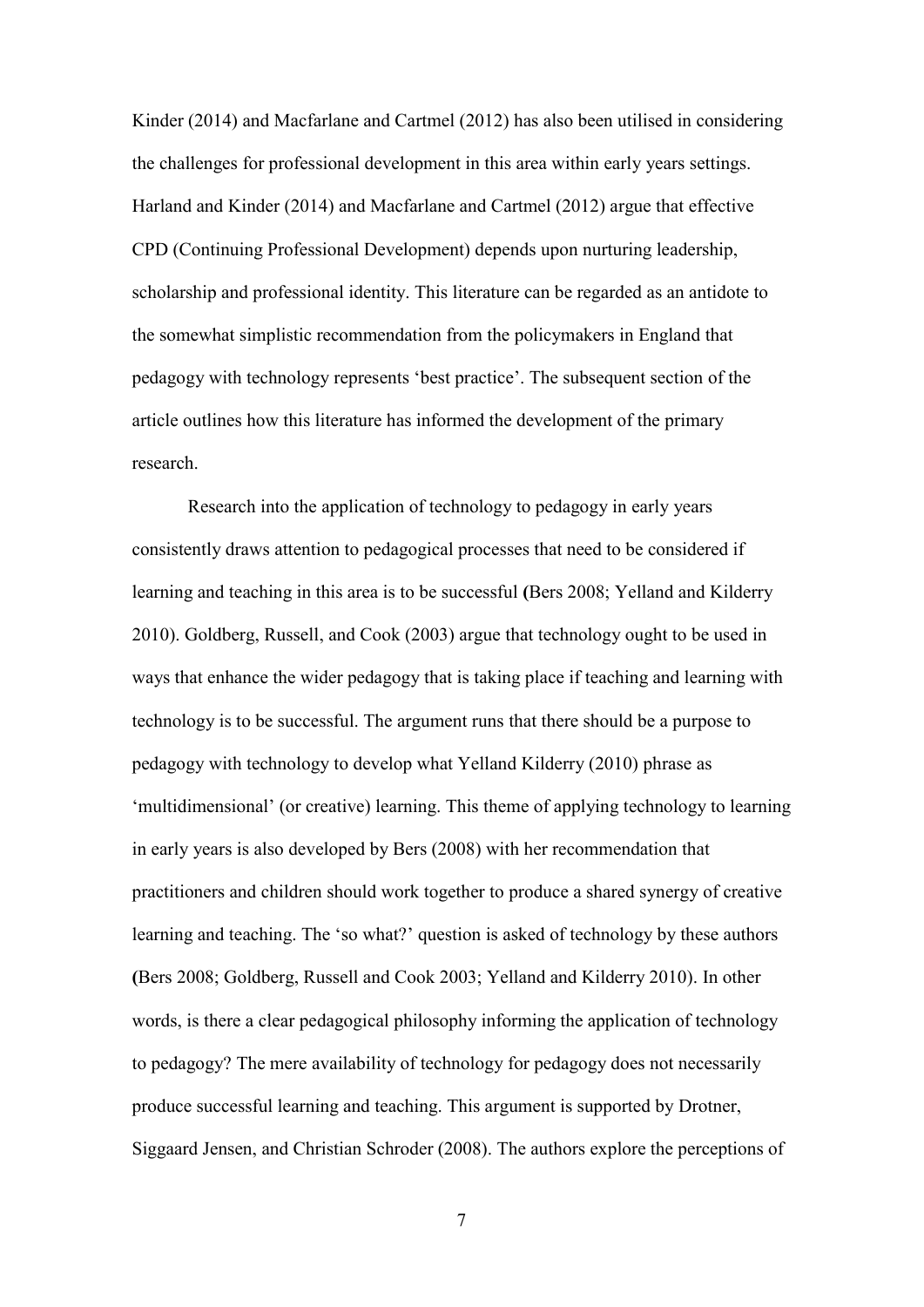Kinder (2014) and Macfarlane and Cartmel (2012) has also been utilised in considering the challenges for professional development in this area within early years settings. Harland and Kinder (2014) and Macfarlane and Cartmel (2012) argue that effective CPD (Continuing Professional Development) depends upon nurturing leadership, scholarship and professional identity. This literature can be regarded as an antidote to the somewhat simplistic recommendation from the policymakers in England that pedagogy with technology represents 'best practice'. The subsequent section of the article outlines how this literature has informed the development of the primary research.

Research into the application of technology to pedagogy in early years consistently draws attention to pedagogical processes that need to be considered if learning and teaching in this area is to be successful (Bers 2008; Yelland and Kilderry 2010). Goldberg, Russell, and Cook (2003) argue that technology ought to be used in ways that enhance the wider pedagogy that is taking place if teaching and learning with technology is to be successful. The argument runs that there should be a purpose to pedagogy with technology to develop what Yelland Kilderry (2010) phrase as 'multidimensional' (or creative) learning. This theme of applying technology to learning in early years is also developed by Bers (2008) with her recommendation that practitioners and children should work together to produce a shared synergy of creative learning and teaching. The 'so what?' question is asked of technology by these authors (Bers 2008; Goldberg, Russell and Cook 2003; Yelland and Kilderry 2010). In other words, is there a clear pedagogical philosophy informing the application of technology to pedagogy? The mere availability of technology for pedagogy does not necessarily produce successful learning and teaching. This argument is supported by Drotner, Siggaard Jensen, and Christian Schroder (2008). The authors explore the perceptions of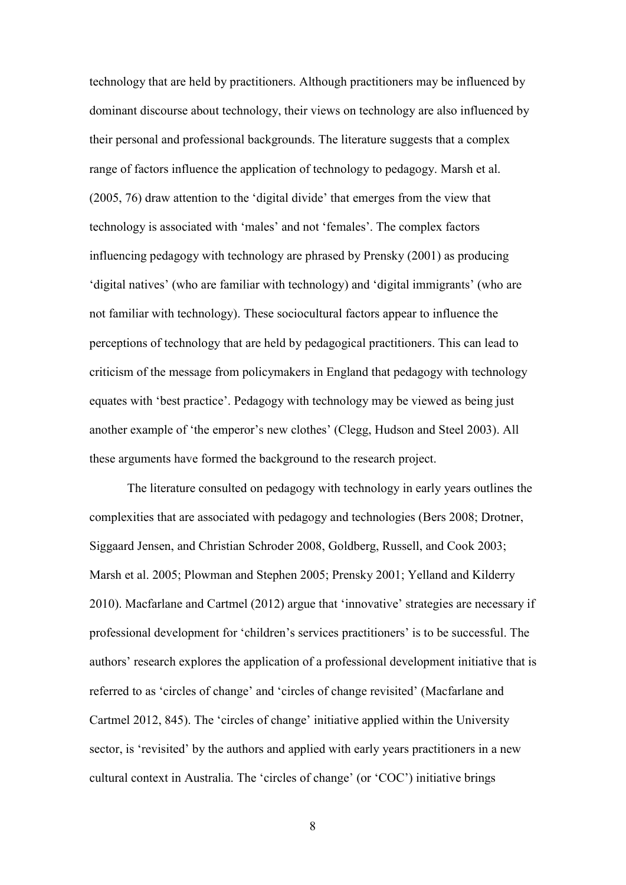technology that are held by practitioners. Although practitioners may be influenced by dominant discourse about technology, their views on technology are also influenced by their personal and professional backgrounds. The literature suggests that a complex range of factors influence the application of technology to pedagogy. Marsh et al. (2005, 76) draw attention to the 'digital divide' that emerges from the view that technology is associated with 'males' and not 'females'. The complex factors influencing pedagogy with technology are phrased by Prensky (2001) as producing 'digital natives' (who are familiar with technology) and 'digital immigrants' (who are not familiar with technology). These sociocultural factors appear to influence the perceptions of technology that are held by pedagogical practitioners. This can lead to criticism of the message from policymakers in England that pedagogy with technology equates with 'best practice'. Pedagogy with technology may be viewed as being just another example of 'the emperor's new clothes' (Clegg, Hudson and Steel 2003). All these arguments have formed the background to the research project.

The literature consulted on pedagogy with technology in early years outlines the complexities that are associated with pedagogy and technologies (Bers 2008; Drotner, Siggaard Jensen, and Christian Schroder 2008, Goldberg, Russell, and Cook 2003; Marsh et al. 2005; Plowman and Stephen 2005; Prensky 2001; Yelland and Kilderry 2010). Macfarlane and Cartmel (2012) argue that 'innovative' strategies are necessary if professional development for 'children's services practitioners' is to be successful. The authors' research explores the application of a professional development initiative that is referred to as 'circles of change' and 'circles of change revisited' (Macfarlane and Cartmel 2012, 845). The 'circles of change' initiative applied within the University sector, is 'revisited' by the authors and applied with early years practitioners in a new cultural context in Australia. The 'circles of change' (or 'COC') initiative brings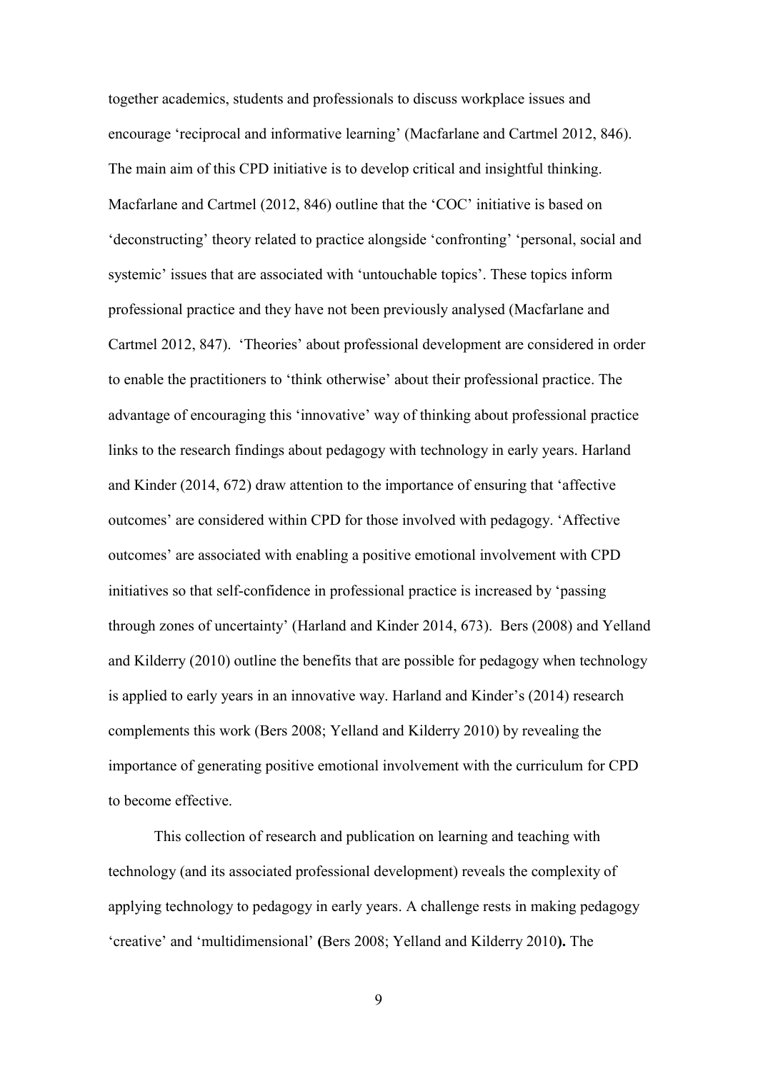together academics, students and professionals to discuss workplace issues and encourage 'reciprocal and informative learning' (Macfarlane and Cartmel 2012, 846). The main aim of this CPD initiative is to develop critical and insightful thinking. Macfarlane and Cartmel (2012, 846) outline that the 'COC' initiative is based on 'deconstructing' theory related to practice alongside 'confronting' 'personal, social and systemic' issues that are associated with 'untouchable topics'. These topics inform professional practice and they have not been previously analysed (Macfarlane and Cartmel 2012, 847). 'Theories' about professional development are considered in order to enable the practitioners to 'think otherwise' about their professional practice. The advantage of encouraging this 'innovative' way of thinking about professional practice links to the research findings about pedagogy with technology in early years. Harland and Kinder (2014, 672) draw attention to the importance of ensuring that 'affective outcomes' are considered within CPD for those involved with pedagogy. 'Affective outcomes' are associated with enabling a positive emotional involvement with CPD initiatives so that self-confidence in professional practice is increased by 'passing through zones of uncertainty' (Harland and Kinder 2014, 673). Bers (2008) and Yelland and Kilderry (2010) outline the benefits that are possible for pedagogy when technology is applied to early years in an innovative way. Harland and Kinder's (2014) research complements this work (Bers 2008; Yelland and Kilderry 2010) by revealing the importance of generating positive emotional involvement with the curriculum for CPD to become effective.

This collection of research and publication on learning and teaching with technology (and its associated professional development) reveals the complexity of applying technology to pedagogy in early years. A challenge rests in making pedagogy 'creative' and 'multidimensional' **(**Bers 2008; Yelland and Kilderry 2010**).** The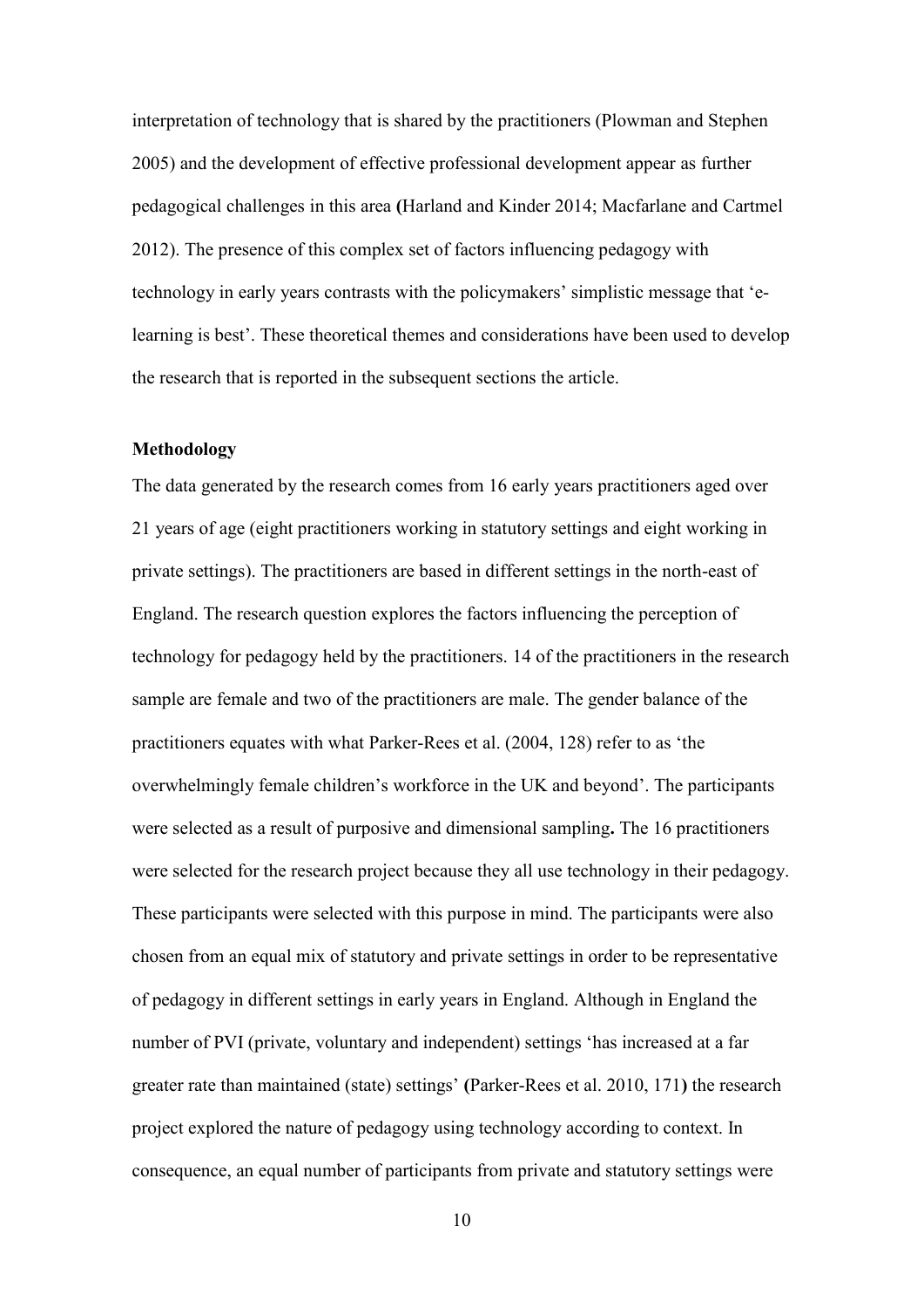interpretation of technology that is shared by the practitioners (Plowman and Stephen 2005) and the development of effective professional development appear as further pedagogical challenges in this area (Harland and Kinder 2014; Macfarlane and Cartmel 2012). The presence of this complex set of factors influencing pedagogy with technology in early years contrasts with the policymakers' simplistic message that 'e-learning is best'. These theoretical themes and considerations have been used to develop the research that is reported in the subsequent sections the article.

**Methodology**

The data generated by the research comes from 16 early years practitioners aged over 21 years of age (eight practitioners working in statutory settings and eight working in private settings). The practitioners are based in different settings in the north-east of England. The research question explores the factors influencing the perception of technology for pedagogy held by the practitioners. 14 of the practitioners in the research sample are female and two of the practitioners are male. The gender balance of the practitioners equates with what Parker-Rees et al. (2004, 128) refer to as 'the overwhelmingly female children's workforce in the UK and beyond'. The participants were selected as a result of purposive and dimensional sampling. The 16 practitioners were selected for the research project because they all use technology in their pedagogy. These participants were selected with this purpose in mind. The participants were also chosen from an equal mix of statutory and private settings in order to be representative of pedagogy in different settings in early years in England. Although in England the number of PVI (private, voluntary and independent) settings 'has increased at a far greater rate than maintained (state) settings' (Parker-Rees et al. 2010, 171) the research project explored the nature of pedagogy using technology according to context. In consequence, an equal number of participants from private and statutory settings were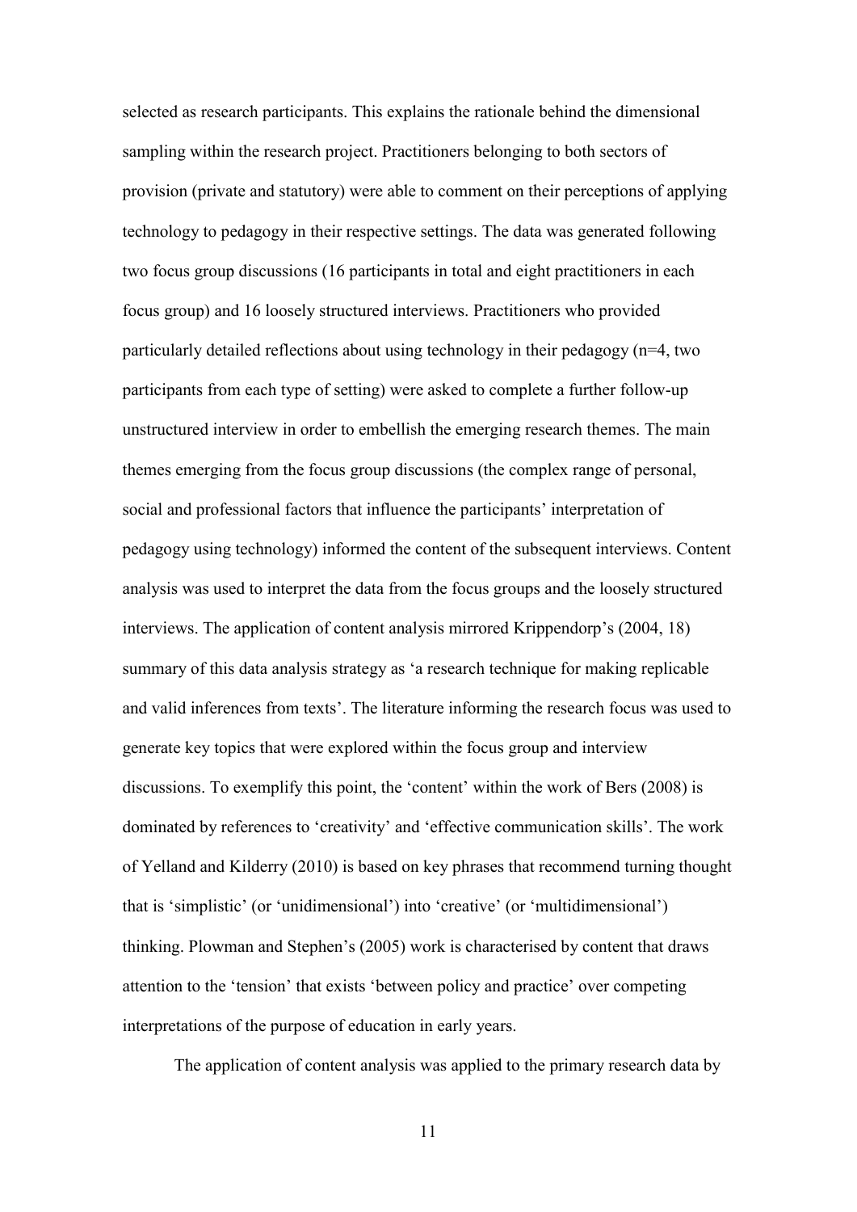selected as research participants. This explains the rationale behind the dimensional sampling within the research project. Practitioners belonging to both sectors of provision (private and statutory) were able to comment on their perceptions of applying technology to pedagogy in their respective settings. The data was generated following two focus group discussions (16 participants in total and eight practitioners in each focus group) and 16 loosely structured interviews. Practitioners who provided particularly detailed reflections about using technology in their pedagogy (n=4, two participants from each type of setting) were asked to complete a further follow-up unstructured interview in order to embellish the emerging research themes. The main themes emerging from the focus group discussions (the complex range of personal, social and professional factors that influence the participants' interpretation of pedagogy using technology) informed the content of the subsequent interviews. Content analysis was used to interpret the data from the focus groups and the loosely structured interviews. The application of content analysis mirrored Krippendorp's (2004, 18) summary of this data analysis strategy as 'a research technique for making replicable and valid inferences from texts'. The literature informing the research focus was used to generate key topics that were explored within the focus group and interview discussions. To exemplify this point, the 'content' within the work of Bers (2008) is dominated by references to 'creativity' and 'effective communication skills'. The work of Yelland and Kilderry (2010) is based on key phrases that recommend turning thought that is 'simplistic' (or 'unidimensional') into 'creative' (or 'multidimensional') thinking. Plowman and Stephen's (2005) work is characterised by content that draws attention to the 'tension' that exists 'between policy and practice' over competing interpretations of the purpose of education in early years.

The application of content analysis was applied to the primary research data by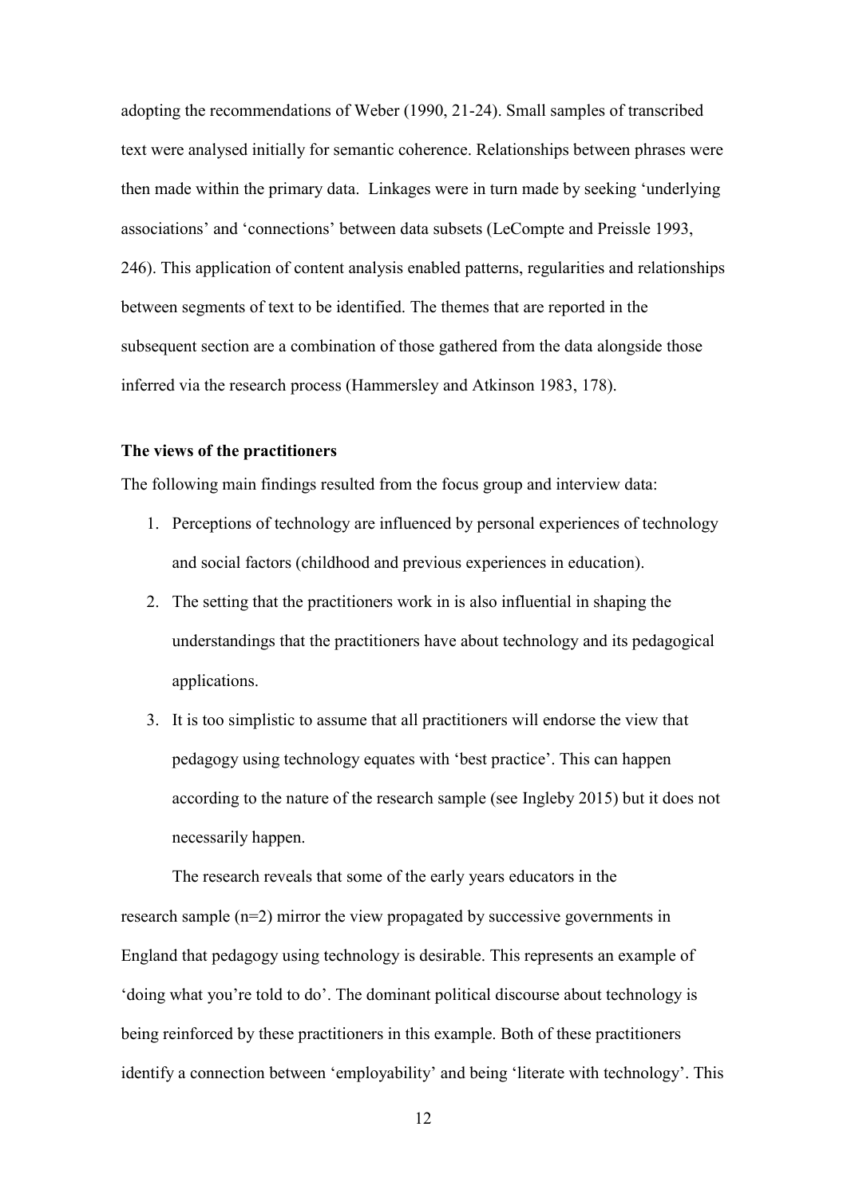adopting the recommendations of Weber (1990, 21-24). Small samples of transcribed text were analysed initially for semantic coherence. Relationships between phrases were then made within the primary data. Linkages were in turn made by seeking 'underlying associations' and 'connections' between data subsets (LeCompte and Preissle 1993, 246). This application of content analysis enabled patterns, regularities and relationships between segments of text to be identified. The themes that are reported in the subsequent section are a combination of those gathered from the data alongside those inferred via the research process (Hammersley and Atkinson 1983, 178).

**The views of the practitioners**

The following main findings resulted from the focus group and interview data:

1. Perceptions of technology are influenced by personal experiences of technology and social factors (childhood and previous experiences in education).
2. The setting that the practitioners work in is also influential in shaping the understandings that the practitioners have about technology and its pedagogical applications.
3. It is too simplistic to assume that all practitioners will endorse the view that pedagogy using technology equates with 'best practice'. This can happen according to the nature of the research sample (see Ingleby 2015) but it does not necessarily happen.

The research reveals that some of the early years educators in the research sample (n=2) mirror the view propagated by successive governments in England that pedagogy using technology is desirable. This represents an example of 'doing what you're told to do'. The dominant political discourse about technology is being reinforced by these practitioners in this example. Both of these practitioners identify a connection between 'employability' and being 'literate with technology'. This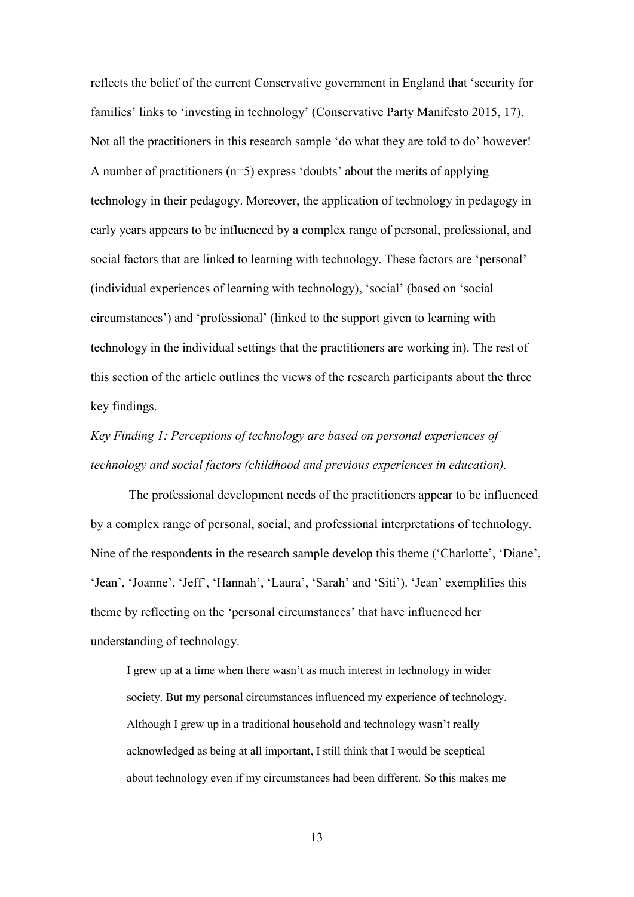reflects the belief of the current Conservative government in England that 'security for families' links to 'investing in technology' (Conservative Party Manifesto 2015, 17). Not all the practitioners in this research sample 'do what they are told to do' however! A number of practitioners (n=5) express 'doubts' about the merits of applying technology in their pedagogy. Moreover, the application of technology in pedagogy in early years appears to be influenced by a complex range of personal, professional, and social factors that are linked to learning with technology. These factors are 'personal' (individual experiences of learning with technology), 'social' (based on 'social circumstances') and 'professional' (linked to the support given to learning with technology in the individual settings that the practitioners are working in). The rest of this section of the article outlines the views of the research participants about the three key findings.

*Key Finding 1: Perceptions of technology are based on personal experiences of technology and social factors (childhood and previous experiences in education).*

The professional development needs of the practitioners appear to be influenced by a complex range of personal, social, and professional interpretations of technology. Nine of the respondents in the research sample develop this theme ('Charlotte', 'Diane', 'Jean', 'Joanne', 'Jeff', 'Hannah', 'Laura', 'Sarah' and 'Siti'). 'Jean' exemplifies this theme by reflecting on the 'personal circumstances' that have influenced her understanding of technology.

> I grew up at a time when there wasn't as much interest in technology in wider society. But my personal circumstances influenced my experience of technology. Although I grew up in a traditional household and technology wasn't really acknowledged as being at all important, I still think that I would be sceptical about technology even if my circumstances had been different. So this makes me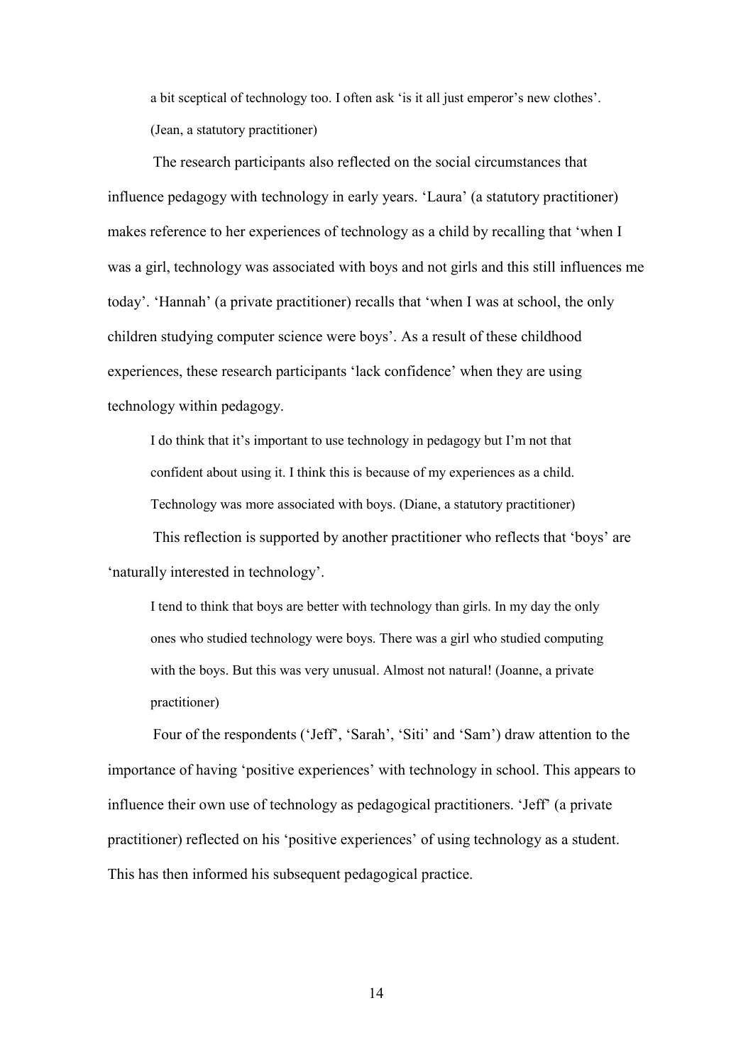> a bit sceptical of technology too. I often ask 'is it all just emperor's new clothes'. (Jean, a statutory practitioner)

The research participants also reflected on the social circumstances that influence pedagogy with technology in early years. 'Laura' (a statutory practitioner) makes reference to her experiences of technology as a child by recalling that 'when I was a girl, technology was associated with boys and not girls and this still influences me today'. 'Hannah' (a private practitioner) recalls that 'when I was at school, the only children studying computer science were boys'. As a result of these childhood experiences, these research participants 'lack confidence' when they are using technology within pedagogy.

> I do think that it's important to use technology in pedagogy but I'm not that confident about using it. I think this is because of my experiences as a child. Technology was more associated with boys. (Diane, a statutory practitioner)

This reflection is supported by another practitioner who reflects that 'boys' are 'naturally interested in technology'.

> I tend to think that boys are better with technology than girls. In my day the only ones who studied technology were boys. There was a girl who studied computing with the boys. But this was very unusual. Almost not natural! (Joanne, a private practitioner)

Four of the respondents ('Jeff', 'Sarah', 'Siti' and 'Sam') draw attention to the importance of having 'positive experiences' with technology in school. This appears to influence their own use of technology as pedagogical practitioners. 'Jeff' (a private practitioner) reflected on his 'positive experiences' of using technology as a student. This has then informed his subsequent pedagogical practice.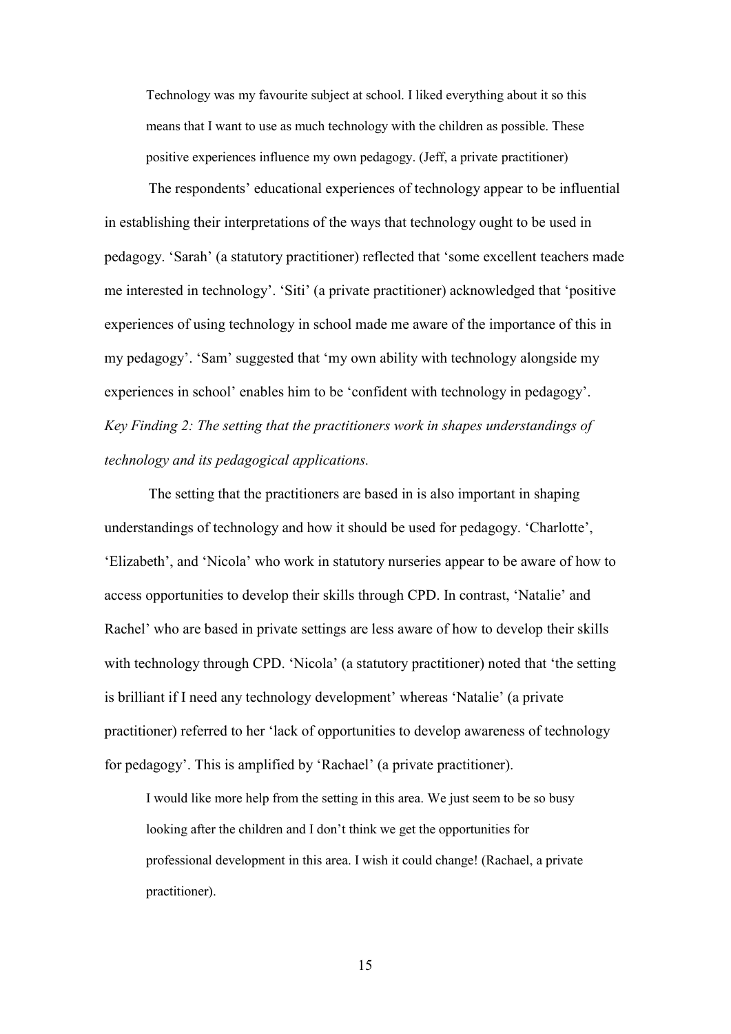> Technology was my favourite subject at school. I liked everything about it so this means that I want to use as much technology with the children as possible. These positive experiences influence my own pedagogy. (Jeff, a private practitioner)

The respondents' educational experiences of technology appear to be influential in establishing their interpretations of the ways that technology ought to be used in pedagogy. 'Sarah' (a statutory practitioner) reflected that 'some excellent teachers made me interested in technology'. 'Siti' (a private practitioner) acknowledged that 'positive experiences of using technology in school made me aware of the importance of this in my pedagogy'. 'Sam' suggested that 'my own ability with technology alongside my experiences in school' enables him to be 'confident with technology in pedagogy'.

*Key Finding 2: The setting that the practitioners work in shapes understandings of technology and its pedagogical applications.*

The setting that the practitioners are based in is also important in shaping understandings of technology and how it should be used for pedagogy. 'Charlotte', 'Elizabeth', and 'Nicola' who work in statutory nurseries appear to be aware of how to access opportunities to develop their skills through CPD. In contrast, 'Natalie' and Rachel' who are based in private settings are less aware of how to develop their skills with technology through CPD. 'Nicola' (a statutory practitioner) noted that 'the setting is brilliant if I need any technology development' whereas 'Natalie' (a private practitioner) referred to her 'lack of opportunities to develop awareness of technology for pedagogy'. This is amplified by 'Rachael' (a private practitioner).

> I would like more help from the setting in this area. We just seem to be so busy looking after the children and I don't think we get the opportunities for professional development in this area. I wish it could change! (Rachael, a private practitioner).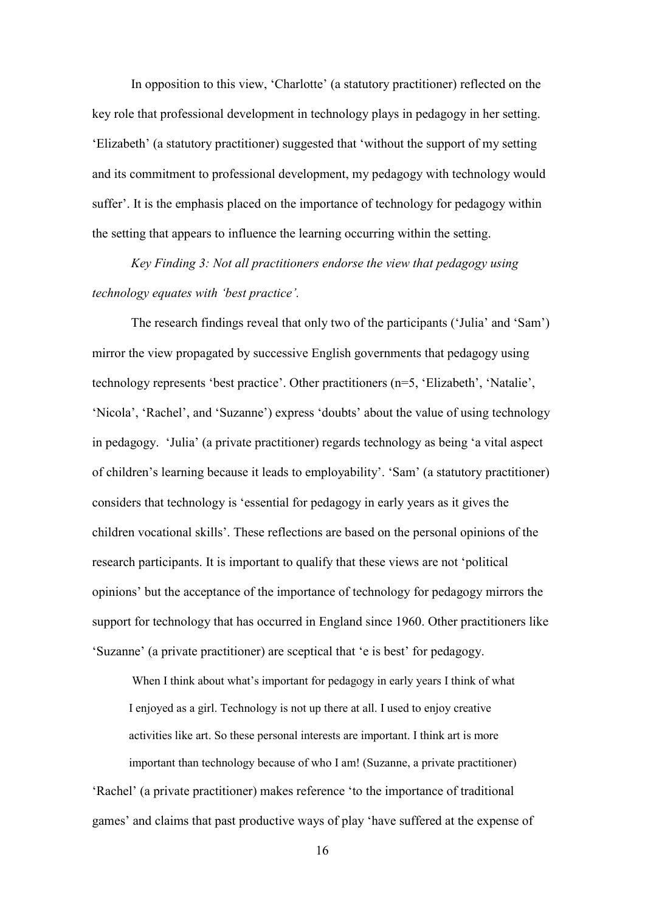In opposition to this view, 'Charlotte' (a statutory practitioner) reflected on the key role that professional development in technology plays in pedagogy in her setting. 'Elizabeth' (a statutory practitioner) suggested that 'without the support of my setting and its commitment to professional development, my pedagogy with technology would suffer'. It is the emphasis placed on the importance of technology for pedagogy within the setting that appears to influence the learning occurring within the setting.

*Key Finding 3: Not all practitioners endorse the view that pedagogy using technology equates with 'best practice'.*

The research findings reveal that only two of the participants ('Julia' and 'Sam') mirror the view propagated by successive English governments that pedagogy using technology represents 'best practice'. Other practitioners (n=5, 'Elizabeth', 'Natalie', 'Nicola', 'Rachel', and 'Suzanne') express 'doubts' about the value of using technology in pedagogy. 'Julia' (a private practitioner) regards technology as being 'a vital aspect of children's learning because it leads to employability'. 'Sam' (a statutory practitioner) considers that technology is 'essential for pedagogy in early years as it gives the children vocational skills'. These reflections are based on the personal opinions of the research participants. It is important to qualify that these views are not 'political opinions' but the acceptance of the importance of technology for pedagogy mirrors the support for technology that has occurred in England since 1960. Other practitioners like 'Suzanne' (a private practitioner) are sceptical that 'e is best' for pedagogy.

> When I think about what's important for pedagogy in early years I think of what I enjoyed as a girl. Technology is not up there at all. I used to enjoy creative activities like art. So these personal interests are important. I think art is more important than technology because of who I am! (Suzanne, a private practitioner)

'Rachel' (a private practitioner) makes reference 'to the importance of traditional games' and claims that past productive ways of play 'have suffered at the expense of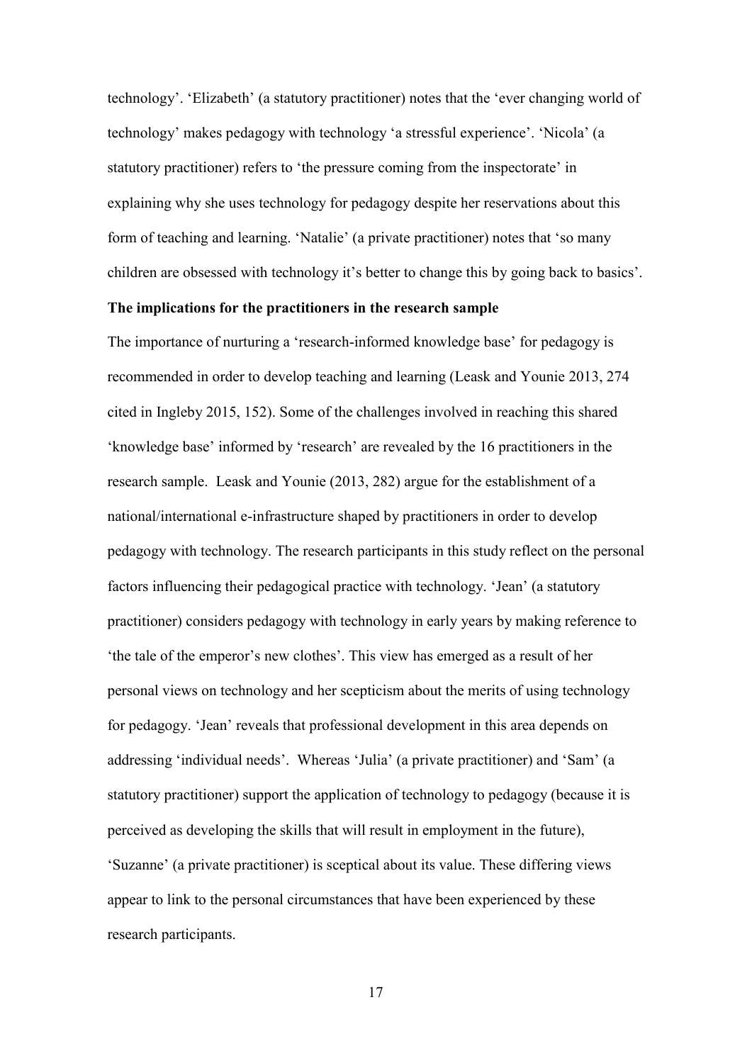technology'. 'Elizabeth' (a statutory practitioner) notes that the 'ever changing world of technology' makes pedagogy with technology 'a stressful experience'. 'Nicola' (a statutory practitioner) refers to 'the pressure coming from the inspectorate' in explaining why she uses technology for pedagogy despite her reservations about this form of teaching and learning. 'Natalie' (a private practitioner) notes that 'so many children are obsessed with technology it's better to change this by going back to basics'.

**The implications for the practitioners in the research sample**

The importance of nurturing a 'research-informed knowledge base' for pedagogy is recommended in order to develop teaching and learning (Leask and Younie 2013, 274 cited in Ingleby 2015, 152). Some of the challenges involved in reaching this shared 'knowledge base' informed by 'research' are revealed by the 16 practitioners in the research sample. Leask and Younie (2013, 282) argue for the establishment of a national/international e-infrastructure shaped by practitioners in order to develop pedagogy with technology. The research participants in this study reflect on the personal factors influencing their pedagogical practice with technology. 'Jean' (a statutory practitioner) considers pedagogy with technology in early years by making reference to 'the tale of the emperor's new clothes'. This view has emerged as a result of her personal views on technology and her scepticism about the merits of using technology for pedagogy. 'Jean' reveals that professional development in this area depends on addressing 'individual needs'. Whereas 'Julia' (a private practitioner) and 'Sam' (a statutory practitioner) support the application of technology to pedagogy (because it is perceived as developing the skills that will result in employment in the future), 'Suzanne' (a private practitioner) is sceptical about its value. These differing views appear to link to the personal circumstances that have been experienced by these research participants.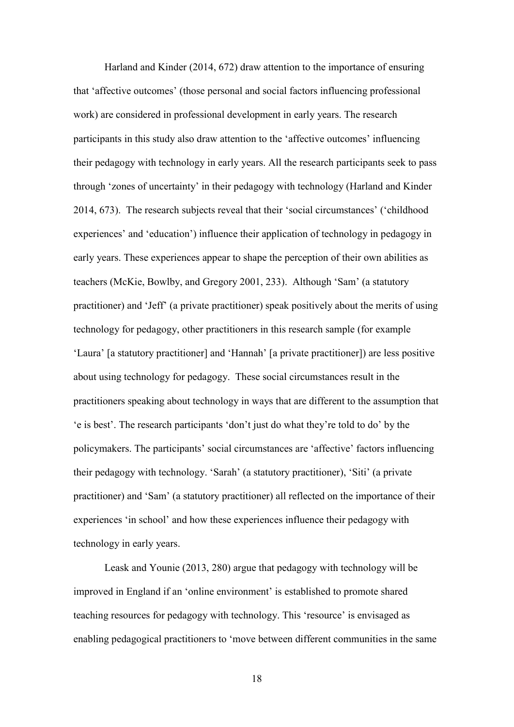Harland and Kinder (2014, 672) draw attention to the importance of ensuring that 'affective outcomes' (those personal and social factors influencing professional work) are considered in professional development in early years. The research participants in this study also draw attention to the 'affective outcomes' influencing their pedagogy with technology in early years. All the research participants seek to pass through 'zones of uncertainty' in their pedagogy with technology (Harland and Kinder 2014, 673). The research subjects reveal that their 'social circumstances' ('childhood experiences' and 'education') influence their application of technology in pedagogy in early years. These experiences appear to shape the perception of their own abilities as teachers (McKie, Bowlby, and Gregory 2001, 233). Although 'Sam' (a statutory practitioner) and 'Jeff' (a private practitioner) speak positively about the merits of using technology for pedagogy, other practitioners in this research sample (for example 'Laura' [a statutory practitioner] and 'Hannah' [a private practitioner]) are less positive about using technology for pedagogy. These social circumstances result in the practitioners speaking about technology in ways that are different to the assumption that 'e is best'. The research participants 'don't just do what they're told to do' by the policymakers. The participants' social circumstances are 'affective' factors influencing their pedagogy with technology. 'Sarah' (a statutory practitioner), 'Siti' (a private practitioner) and 'Sam' (a statutory practitioner) all reflected on the importance of their experiences 'in school' and how these experiences influence their pedagogy with technology in early years.

Leask and Younie (2013, 280) argue that pedagogy with technology will be improved in England if an 'online environment' is established to promote shared teaching resources for pedagogy with technology. This 'resource' is envisaged as enabling pedagogical practitioners to 'move between different communities in the same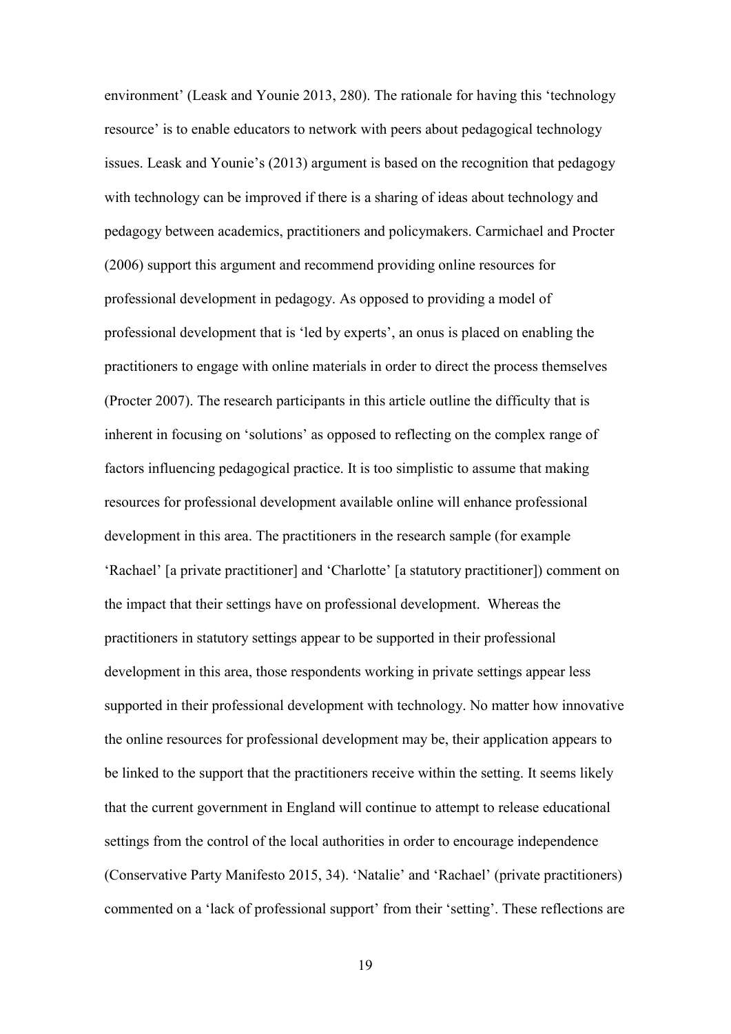environment' (Leask and Younie 2013, 280). The rationale for having this 'technology resource' is to enable educators to network with peers about pedagogical technology issues. Leask and Younie's (2013) argument is based on the recognition that pedagogy with technology can be improved if there is a sharing of ideas about technology and pedagogy between academics, practitioners and policymakers. Carmichael and Procter (2006) support this argument and recommend providing online resources for professional development in pedagogy. As opposed to providing a model of professional development that is 'led by experts', an onus is placed on enabling the practitioners to engage with online materials in order to direct the process themselves (Procter 2007). The research participants in this article outline the difficulty that is inherent in focusing on 'solutions' as opposed to reflecting on the complex range of factors influencing pedagogical practice. It is too simplistic to assume that making resources for professional development available online will enhance professional development in this area. The practitioners in the research sample (for example 'Rachael' [a private practitioner] and 'Charlotte' [a statutory practitioner]) comment on the impact that their settings have on professional development. Whereas the practitioners in statutory settings appear to be supported in their professional development in this area, those respondents working in private settings appear less supported in their professional development with technology. No matter how innovative the online resources for professional development may be, their application appears to be linked to the support that the practitioners receive within the setting. It seems likely that the current government in England will continue to attempt to release educational settings from the control of the local authorities in order to encourage independence (Conservative Party Manifesto 2015, 34). 'Natalie' and 'Rachael' (private practitioners) commented on a 'lack of professional support' from their 'setting'. These reflections are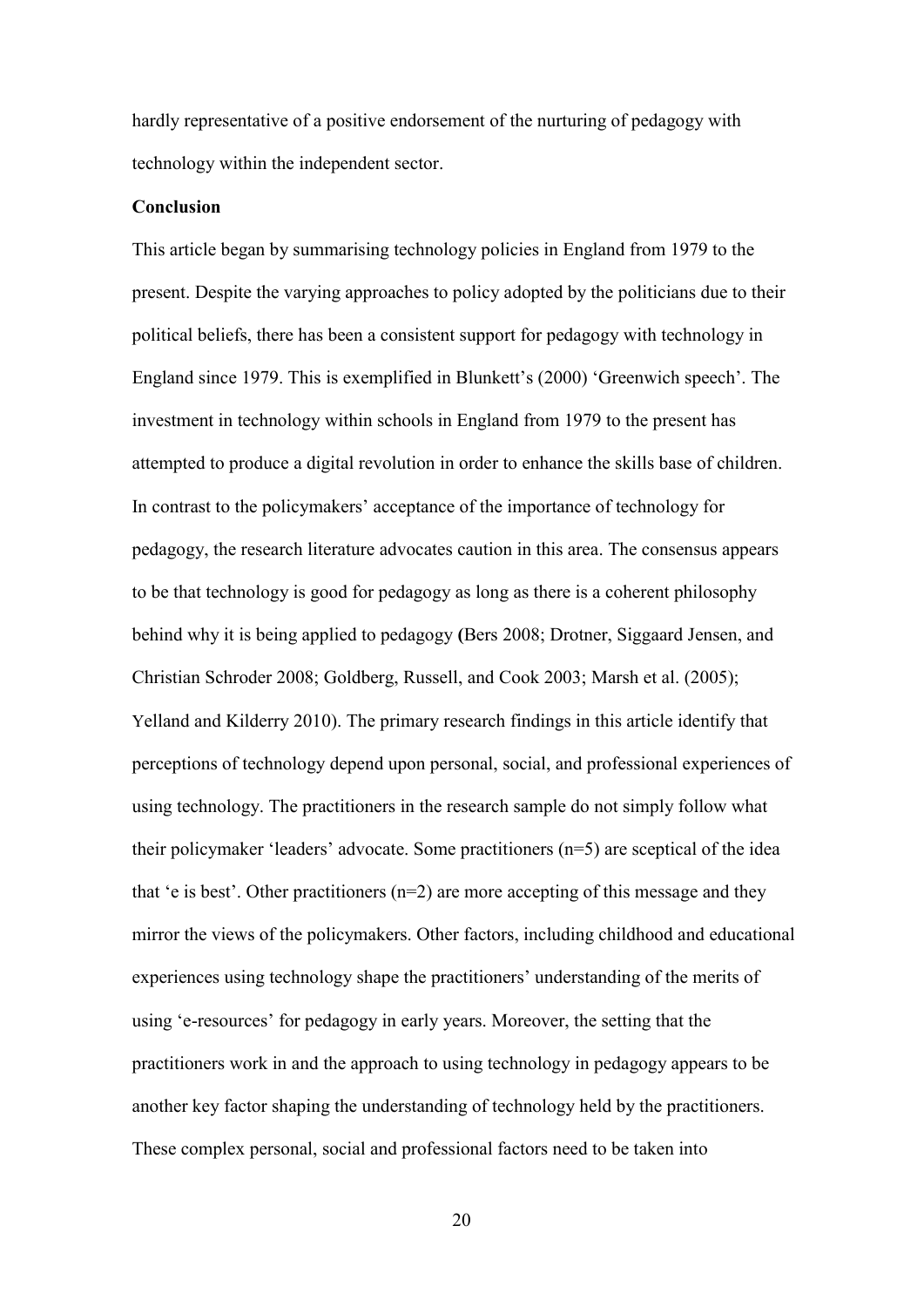hardly representative of a positive endorsement of the nurturing of pedagogy with technology within the independent sector.

**Conclusion**

This article began by summarising technology policies in England from 1979 to the present. Despite the varying approaches to policy adopted by the politicians due to their political beliefs, there has been a consistent support for pedagogy with technology in England since 1979. This is exemplified in Blunkett's (2000) 'Greenwich speech'. The investment in technology within schools in England from 1979 to the present has attempted to produce a digital revolution in order to enhance the skills base of children. In contrast to the policymakers' acceptance of the importance of technology for pedagogy, the research literature advocates caution in this area. The consensus appears to be that technology is good for pedagogy as long as there is a coherent philosophy behind why it is being applied to pedagogy **(**Bers 2008; Drotner, Siggaard Jensen, and Christian Schroder 2008; Goldberg, Russell, and Cook 2003; Marsh et al. (2005); Yelland and Kilderry 2010). The primary research findings in this article identify that perceptions of technology depend upon personal, social, and professional experiences of using technology. The practitioners in the research sample do not simply follow what their policymaker 'leaders' advocate. Some practitioners (n=5) are sceptical of the idea that 'e is best'. Other practitioners (n=2) are more accepting of this message and they mirror the views of the policymakers. Other factors, including childhood and educational experiences using technology shape the practitioners' understanding of the merits of using 'e-resources' for pedagogy in early years. Moreover, the setting that the practitioners work in and the approach to using technology in pedagogy appears to be another key factor shaping the understanding of technology held by the practitioners. These complex personal, social and professional factors need to be taken into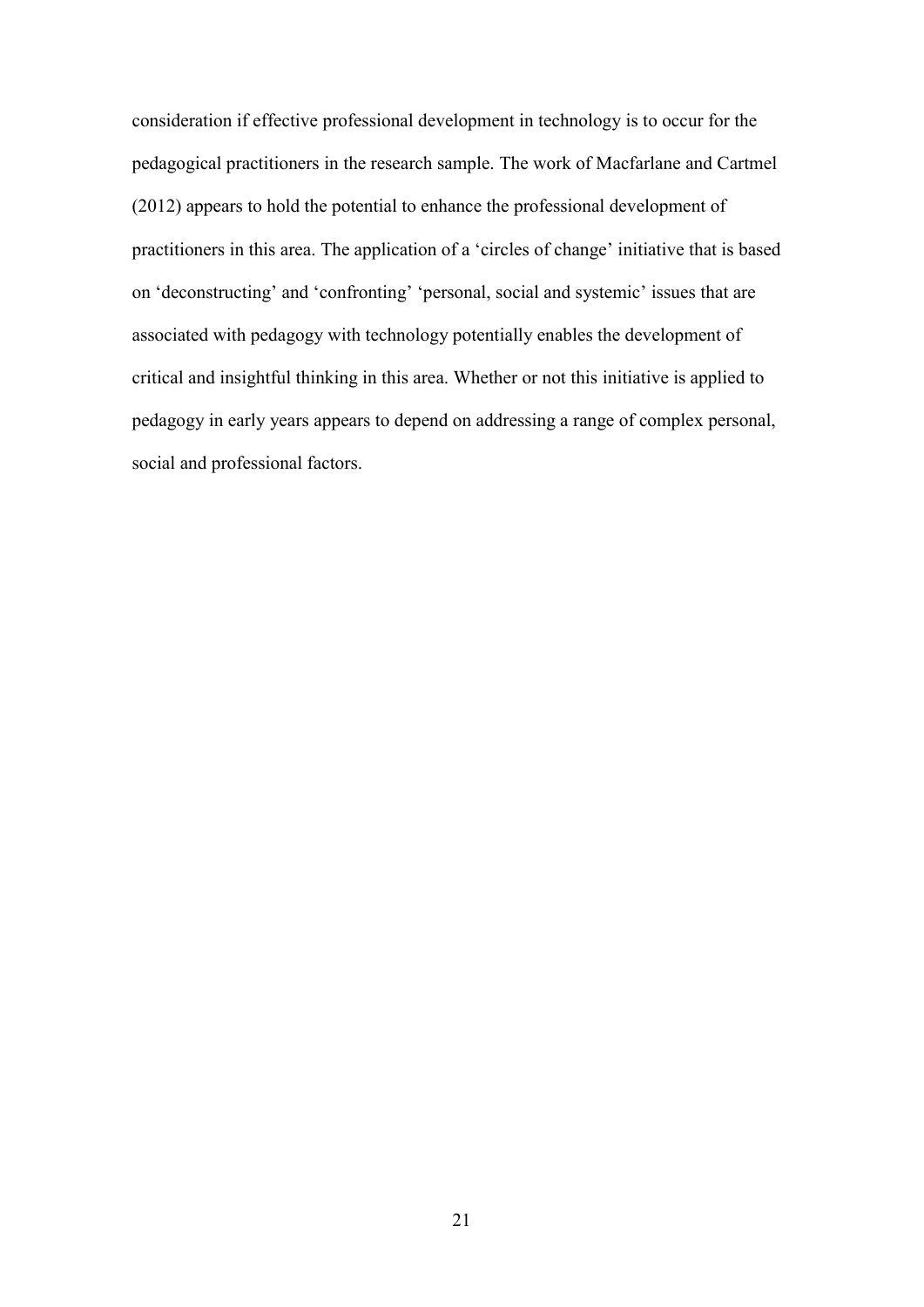consideration if effective professional development in technology is to occur for the pedagogical practitioners in the research sample. The work of Macfarlane and Cartmel (2012) appears to hold the potential to enhance the professional development of practitioners in this area. The application of a 'circles of change' initiative that is based on 'deconstructing' and 'confronting' 'personal, social and systemic' issues that are associated with pedagogy with technology potentially enables the development of critical and insightful thinking in this area. Whether or not this initiative is applied to pedagogy in early years appears to depend on addressing a range of complex personal, social and professional factors.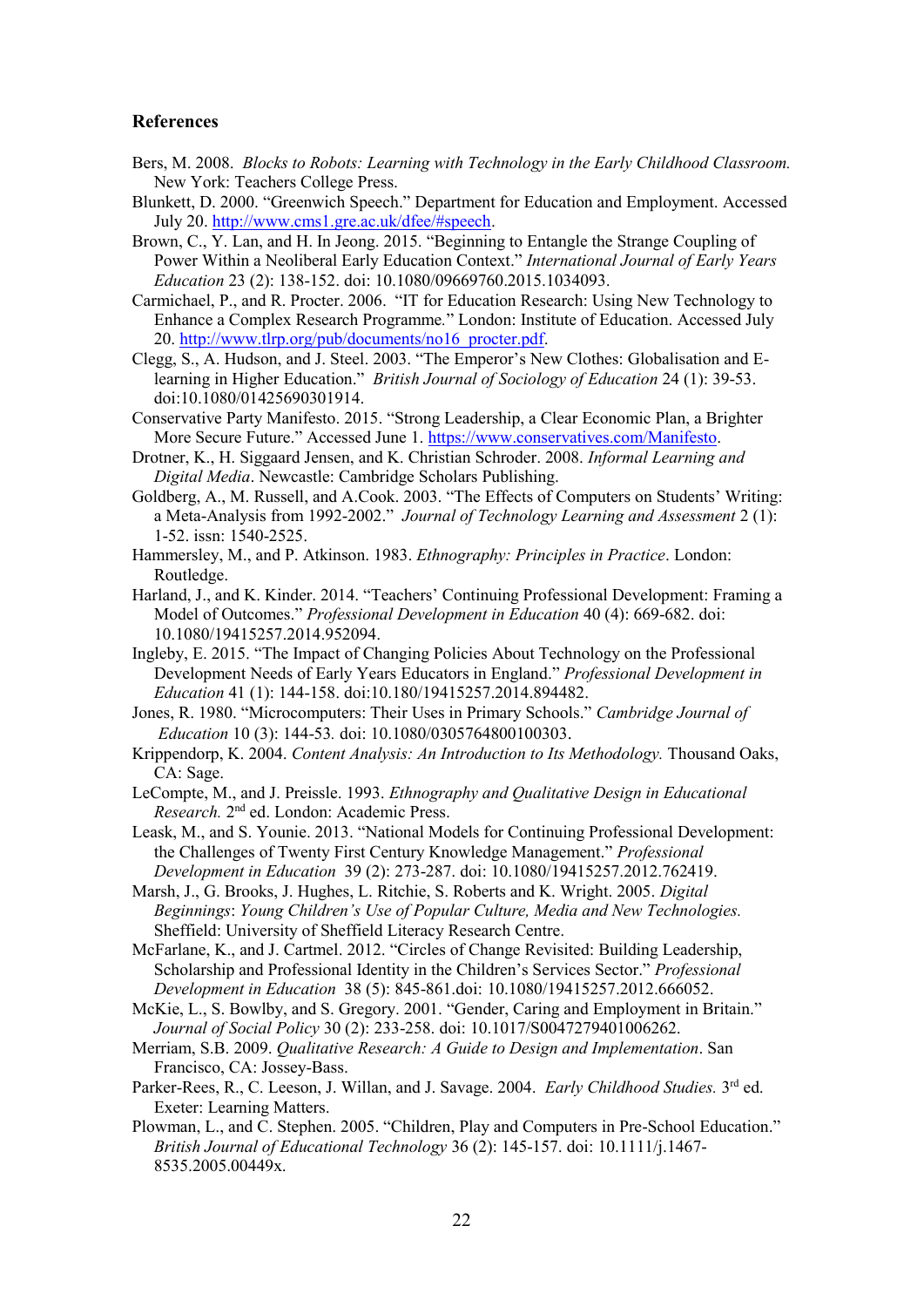**References**

Bers, M. 2008. *Blocks to Robots: Learning with Technology in the Early Childhood Classroom.* New York: Teachers College Press.

Blunkett, D. 2000. "Greenwich Speech." Department for Education and Employment. Accessed July 20. http://www.cms1.gre.ac.uk/dfee/#speech.

Brown, C., Y. Lan, and H. In Jeong. 2015. "Beginning to Entangle the Strange Coupling of Power Within a Neoliberal Early Education Context." *International Journal of Early Years Education* 23 (2): 138-152. doi: 10.1080/09669760.2015.1034093.

Carmichael, P., and R. Procter. 2006. "IT for Education Research: Using New Technology to Enhance a Complex Research Programme." London: Institute of Education. Accessed July 20. http://www.tlrp.org/pub/documents/no16_procter.pdf.

Clegg, S., A. Hudson, and J. Steel. 2003. "The Emperor's New Clothes: Globalisation and E-learning in Higher Education." *British Journal of Sociology of Education* 24 (1): 39-53. doi:10.1080/01425690301914.

Conservative Party Manifesto. 2015. "Strong Leadership, a Clear Economic Plan, a Brighter More Secure Future." Accessed June 1. https://www.conservatives.com/Manifesto.

Drotner, K., H. Siggaard Jensen, and K. Christian Schroder. 2008. *Informal Learning and Digital Media*. Newcastle: Cambridge Scholars Publishing.

Goldberg, A., M. Russell, and A.Cook. 2003. "The Effects of Computers on Students' Writing: a Meta-Analysis from 1992-2002." *Journal of Technology Learning and Assessment* 2 (1): 1-52. issn: 1540-2525.

Hammersley, M., and P. Atkinson. 1983. *Ethnography: Principles in Practice*. London: Routledge.

Harland, J., and K. Kinder. 2014. "Teachers' Continuing Professional Development: Framing a Model of Outcomes." *Professional Development in Education* 40 (4): 669-682. doi: 10.1080/19415257.2014.952094.

Ingleby, E. 2015. "The Impact of Changing Policies About Technology on the Professional Development Needs of Early Years Educators in England." *Professional Development in Education* 41 (1): 144-158. doi:10.180/19415257.2014.894482.

Jones, R. 1980. "Microcomputers: Their Uses in Primary Schools." *Cambridge Journal of Education* 10 (3): 144-53. doi: 10.1080/0305764800100303.

Krippendorp, K. 2004. *Content Analysis: An Introduction to Its Methodology.* Thousand Oaks, CA: Sage.

LeCompte, M., and J. Preissle. 1993. *Ethnography and Qualitative Design in Educational Research.* 2nd ed. London: Academic Press.

Leask, M., and S. Younie. 2013. "National Models for Continuing Professional Development: the Challenges of Twenty First Century Knowledge Management." *Professional Development in Education* 39 (2): 273-287. doi: 10.1080/19415257.2012.762419.

Marsh, J., G. Brooks, J. Hughes, L. Ritchie, S. Roberts and K. Wright. 2005. *Digital Beginnings: Young Children's Use of Popular Culture, Media and New Technologies.* Sheffield: University of Sheffield Literacy Research Centre.

McFarlane, K., and J. Cartmel. 2012. "Circles of Change Revisited: Building Leadership, Scholarship and Professional Identity in the Children's Services Sector." *Professional Development in Education* 38 (5): 845-861.doi: 10.1080/19415257.2012.666052.

McKie, L., S. Bowlby, and S. Gregory. 2001. "Gender, Caring and Employment in Britain." *Journal of Social Policy* 30 (2): 233-258. doi: 10.1017/S0047279401006262.

Merriam, S.B. 2009. *Qualitative Research: A Guide to Design and Implementation*. San Francisco, CA: Jossey-Bass.

Parker-Rees, R., C. Leeson, J. Willan, and J. Savage. 2004. *Early Childhood Studies.* 3rd ed. Exeter: Learning Matters.

Plowman, L., and C. Stephen. 2005. "Children, Play and Computers in Pre-School Education." *British Journal of Educational Technology* 36 (2): 145-157. doi: 10.1111/j.1467-8535.2005.00449x.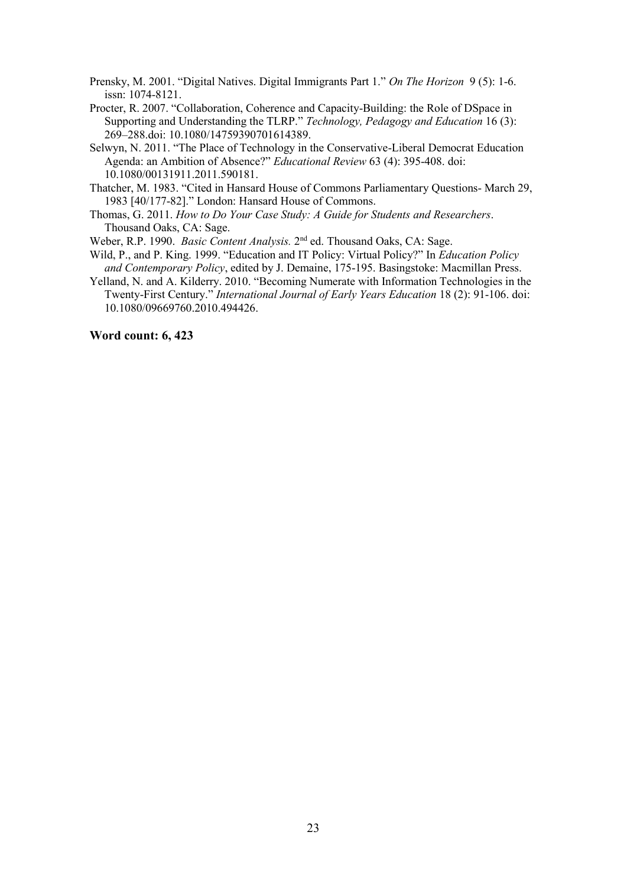Prensky, M. 2001. "Digital Natives. Digital Immigrants Part 1." *On The Horizon* 9 (5): 1-6. issn: 1074-8121.

Procter, R. 2007. "Collaboration, Coherence and Capacity-Building: the Role of DSpace in Supporting and Understanding the TLRP." *Technology, Pedagogy and Education* 16 (3): 269–288.doi: 10.1080/14759390701614389.

Selwyn, N. 2011. "The Place of Technology in the Conservative-Liberal Democrat Education Agenda: an Ambition of Absence?" *Educational Review* 63 (4): 395-408. doi: 10.1080/00131911.2011.590181.

Thatcher, M. 1983. "Cited in Hansard House of Commons Parliamentary Questions- March 29, 1983 [40/177-82]." London: Hansard House of Commons.

Thomas, G. 2011. *How to Do Your Case Study: A Guide for Students and Researchers*. Thousand Oaks, CA: Sage.

Weber, R.P. 1990. *Basic Content Analysis.* 2nd ed. Thousand Oaks, CA: Sage.

Wild, P., and P. King. 1999. "Education and IT Policy: Virtual Policy?" In *Education Policy and Contemporary Policy*, edited by J. Demaine, 175-195. Basingstoke: Macmillan Press.

Yelland, N. and A. Kilderry. 2010. "Becoming Numerate with Information Technologies in the Twenty-First Century." *International Journal of Early Years Education* 18 (2): 91-106. doi: 10.1080/09669760.2010.494426.

**Word count: 6, 423**